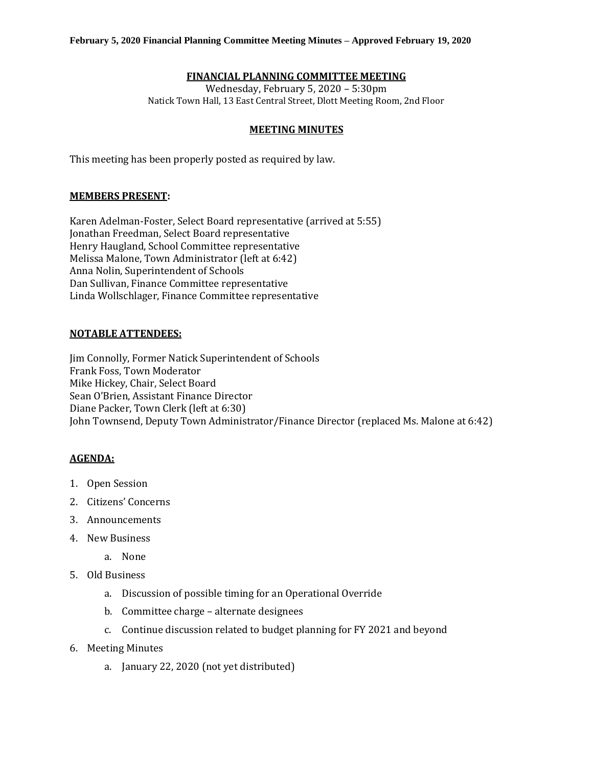**February 5, 2020 Financial Planning Committee Meeting Minutes – Approved February 19, 2020**

# FINANCIAL PLANNING COMMITTEE MEETING

Wednesday, February 5, 2020 – 5:30pm
Natick Town Hall, 13 East Central Street, Dlott Meeting Room, 2nd Floor

## MEETING MINUTES

This meeting has been properly posted as required by law.

### MEMBERS PRESENT:

Karen Adelman-Foster, Select Board representative (arrived at 5:55)
Jonathan Freedman, Select Board representative
Henry Haugland, School Committee representative
Melissa Malone, Town Administrator (left at 6:42)
Anna Nolin, Superintendent of Schools
Dan Sullivan, Finance Committee representative
Linda Wollschlager, Finance Committee representative

### NOTABLE ATTENDEES:

Jim Connolly, Former Natick Superintendent of Schools
Frank Foss, Town Moderator
Mike Hickey, Chair, Select Board
Sean O'Brien, Assistant Finance Director
Diane Packer, Town Clerk (left at 6:30)
John Townsend, Deputy Town Administrator/Finance Director (replaced Ms. Malone at 6:42)

### AGENDA:

1. Open Session
2. Citizens' Concerns
3. Announcements
4. New Business
    a. None
5. Old Business
    a. Discussion of possible timing for an Operational Override
    b. Committee charge – alternate designees
    c. Continue discussion related to budget planning for FY 2021 and beyond
6. Meeting Minutes
    a. January 22, 2020 (not yet distributed)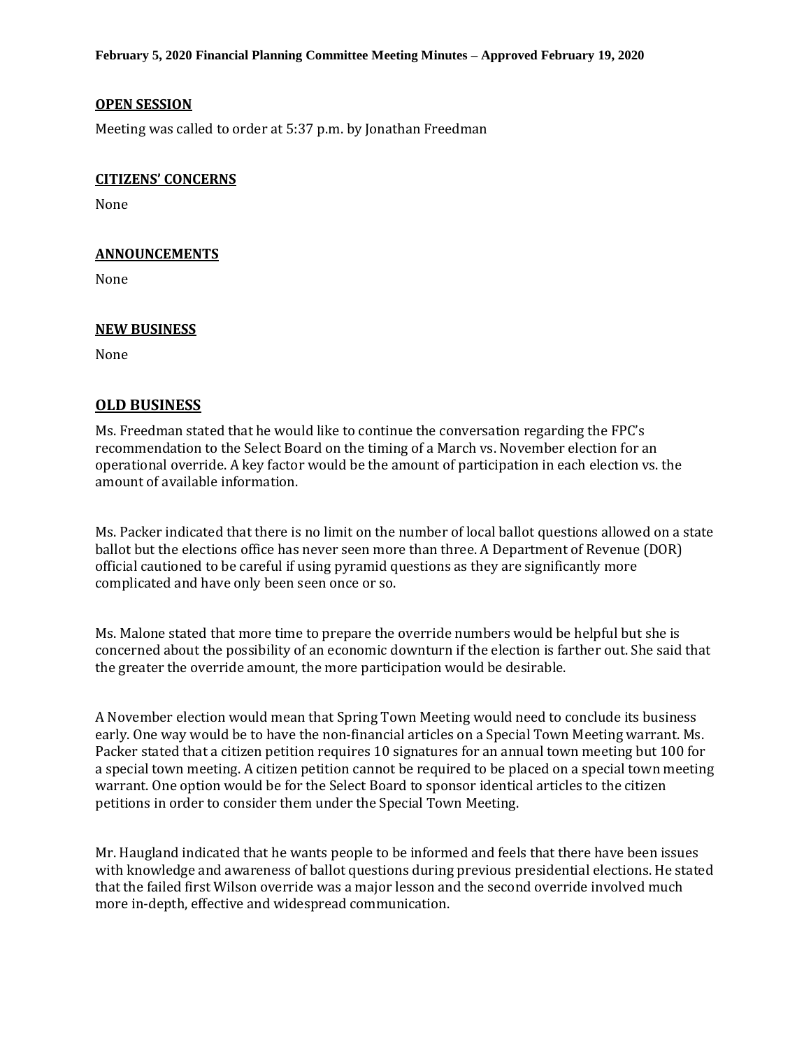February 5, 2020 Financial Planning Committee Meeting Minutes – Approved February 19, 2020

## OPEN SESSION

Meeting was called to order at 5:37 p.m. by Jonathan Freedman

## CITIZENS' CONCERNS

None

## ANNOUNCEMENTS

None

## NEW BUSINESS

None

## OLD BUSINESS

Ms. Freedman stated that he would like to continue the conversation regarding the FPC's recommendation to the Select Board on the timing of a March vs. November election for an operational override. A key factor would be the amount of participation in each election vs. the amount of available information.

Ms. Packer indicated that there is no limit on the number of local ballot questions allowed on a state ballot but the elections office has never seen more than three. A Department of Revenue (DOR) official cautioned to be careful if using pyramid questions as they are significantly more complicated and have only been seen once or so.

Ms. Malone stated that more time to prepare the override numbers would be helpful but she is concerned about the possibility of an economic downturn if the election is farther out. She said that the greater the override amount, the more participation would be desirable.

A November election would mean that Spring Town Meeting would need to conclude its business early. One way would be to have the non-financial articles on a Special Town Meeting warrant. Ms. Packer stated that a citizen petition requires 10 signatures for an annual town meeting but 100 for a special town meeting. A citizen petition cannot be required to be placed on a special town meeting warrant. One option would be for the Select Board to sponsor identical articles to the citizen petitions in order to consider them under the Special Town Meeting.

Mr. Haugland indicated that he wants people to be informed and feels that there have been issues with knowledge and awareness of ballot questions during previous presidential elections. He stated that the failed first Wilson override was a major lesson and the second override involved much more in-depth, effective and widespread communication.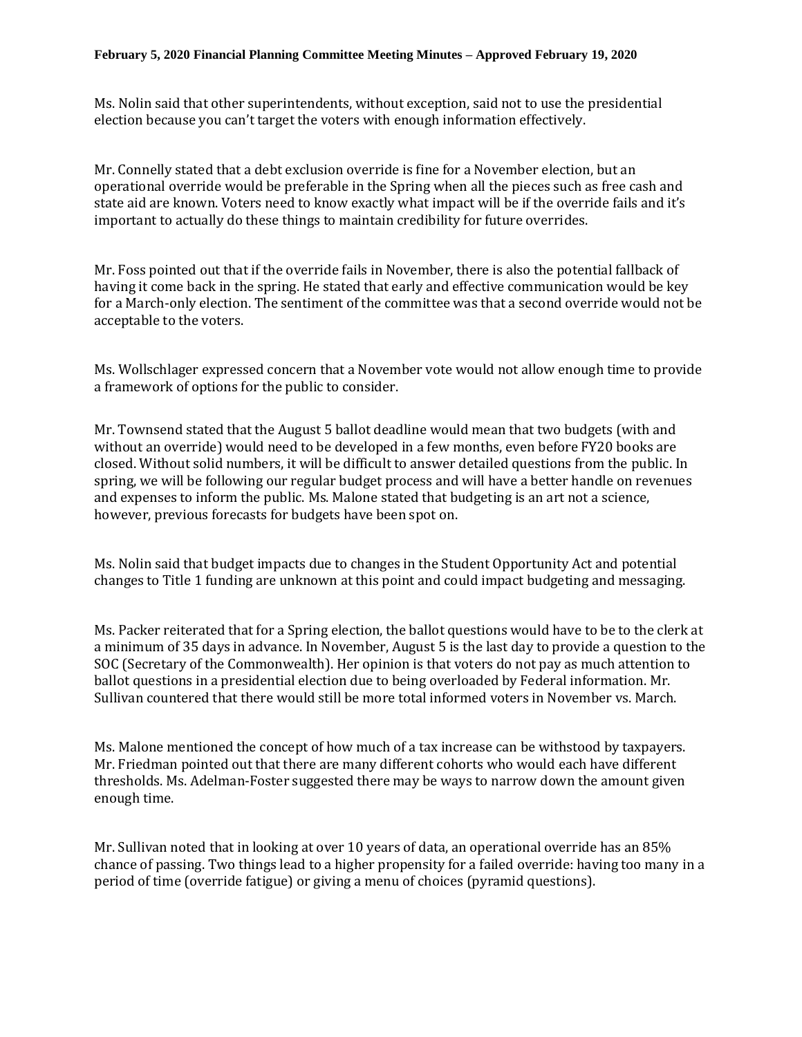Ms. Nolin said that other superintendents, without exception, said not to use the presidential election because you can't target the voters with enough information effectively.

Mr. Connelly stated that a debt exclusion override is fine for a November election, but an operational override would be preferable in the Spring when all the pieces such as free cash and state aid are known. Voters need to know exactly what impact will be if the override fails and it's important to actually do these things to maintain credibility for future overrides.

Mr. Foss pointed out that if the override fails in November, there is also the potential fallback of having it come back in the spring. He stated that early and effective communication would be key for a March-only election. The sentiment of the committee was that a second override would not be acceptable to the voters.

Ms. Wollschlager expressed concern that a November vote would not allow enough time to provide a framework of options for the public to consider.

Mr. Townsend stated that the August 5 ballot deadline would mean that two budgets (with and without an override) would need to be developed in a few months, even before FY20 books are closed. Without solid numbers, it will be difficult to answer detailed questions from the public. In spring, we will be following our regular budget process and will have a better handle on revenues and expenses to inform the public. Ms. Malone stated that budgeting is an art not a science, however, previous forecasts for budgets have been spot on.

Ms. Nolin said that budget impacts due to changes in the Student Opportunity Act and potential changes to Title 1 funding are unknown at this point and could impact budgeting and messaging.

Ms. Packer reiterated that for a Spring election, the ballot questions would have to be to the clerk at a minimum of 35 days in advance. In November, August 5 is the last day to provide a question to the SOC (Secretary of the Commonwealth). Her opinion is that voters do not pay as much attention to ballot questions in a presidential election due to being overloaded by Federal information. Mr. Sullivan countered that there would still be more total informed voters in November vs. March.

Ms. Malone mentioned the concept of how much of a tax increase can be withstood by taxpayers. Mr. Friedman pointed out that there are many different cohorts who would each have different thresholds. Ms. Adelman-Foster suggested there may be ways to narrow down the amount given enough time.

Mr. Sullivan noted that in looking at over 10 years of data, an operational override has an 85% chance of passing. Two things lead to a higher propensity for a failed override: having too many in a period of time (override fatigue) or giving a menu of choices (pyramid questions).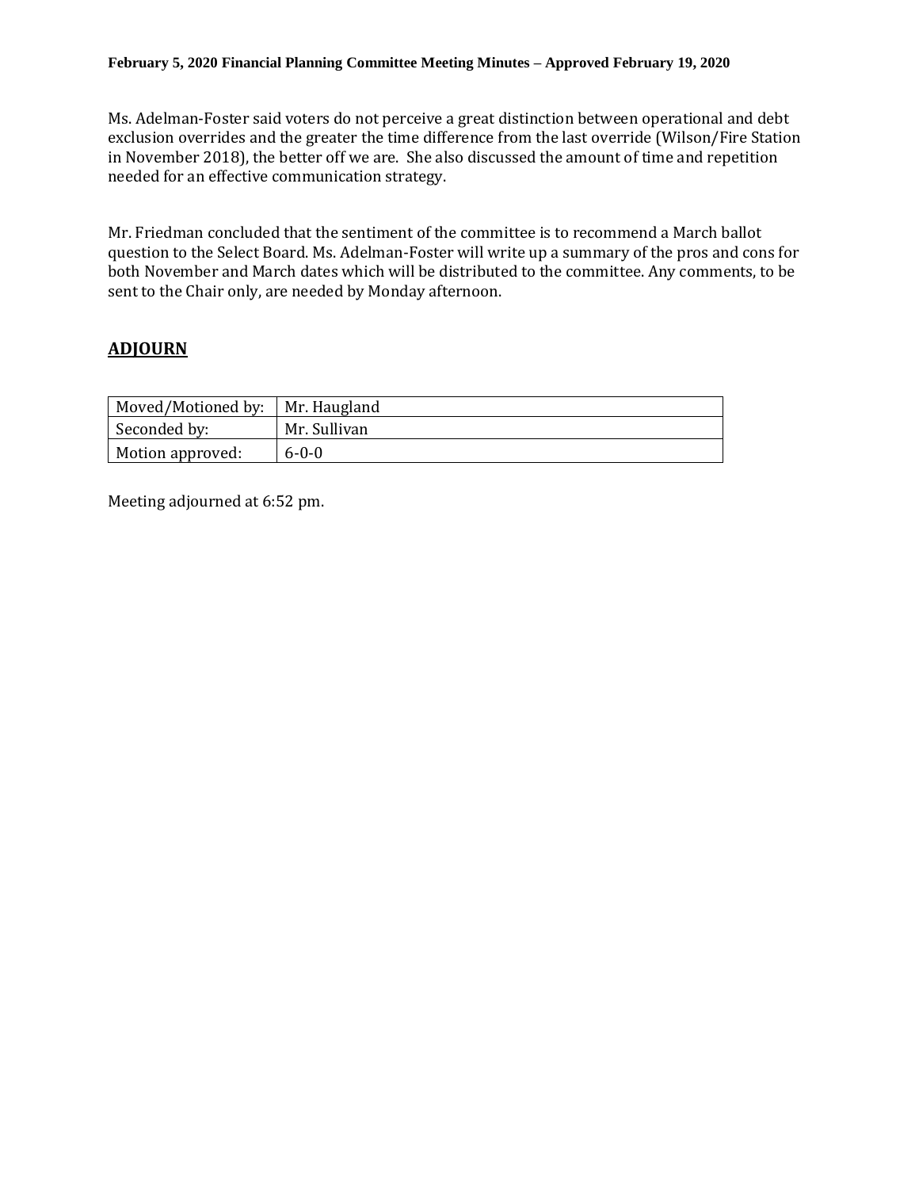Ms. Adelman-Foster said voters do not perceive a great distinction between operational and debt exclusion overrides and the greater the time difference from the last override (Wilson/Fire Station in November 2018), the better off we are. She also discussed the amount of time and repetition needed for an effective communication strategy.

Mr. Friedman concluded that the sentiment of the committee is to recommend a March ballot question to the Select Board. Ms. Adelman-Foster will write up a summary of the pros and cons for both November and March dates which will be distributed to the committee. Any comments, to be sent to the Chair only, are needed by Monday afternoon.

## ADJOURN

| | |
|---|---|
| Moved/Motioned by: | Mr. Haugland |
| Seconded by: | Mr. Sullivan |
| Motion approved: | 6-0-0 |

Meeting adjourned at 6:52 pm.